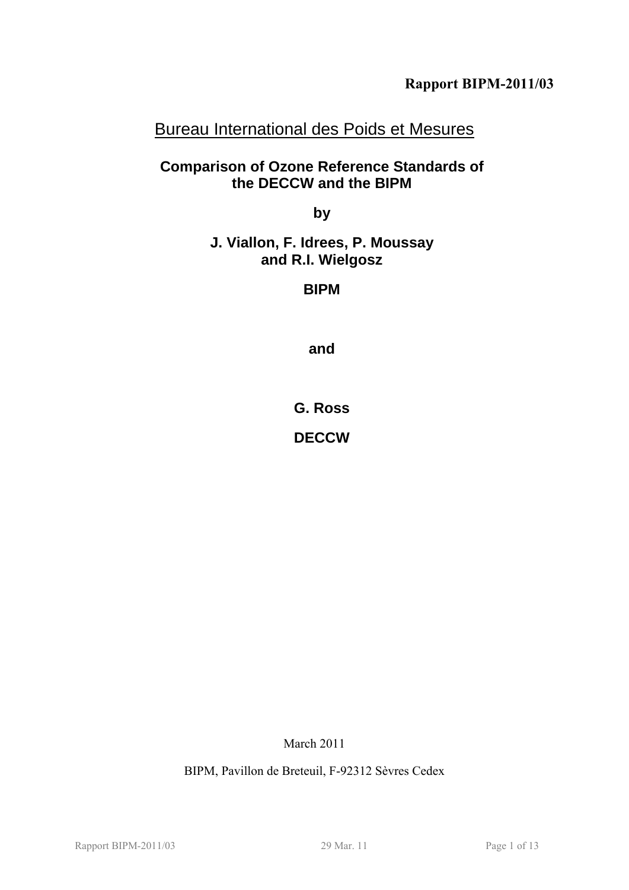**Rapport BIPM-2011/03**

Bureau International des Poids et Mesures

# Comparison of Ozone Reference Standards of the DECCW and the BIPM

**by**

**J. Viallon, F. Idrees, P. Moussay and R.I. Wielgosz**

**BIPM**

**and**

**G. Ross**

**DECCW**

March 2011

BIPM, Pavillon de Breteuil, F-92312 Sèvres Cedex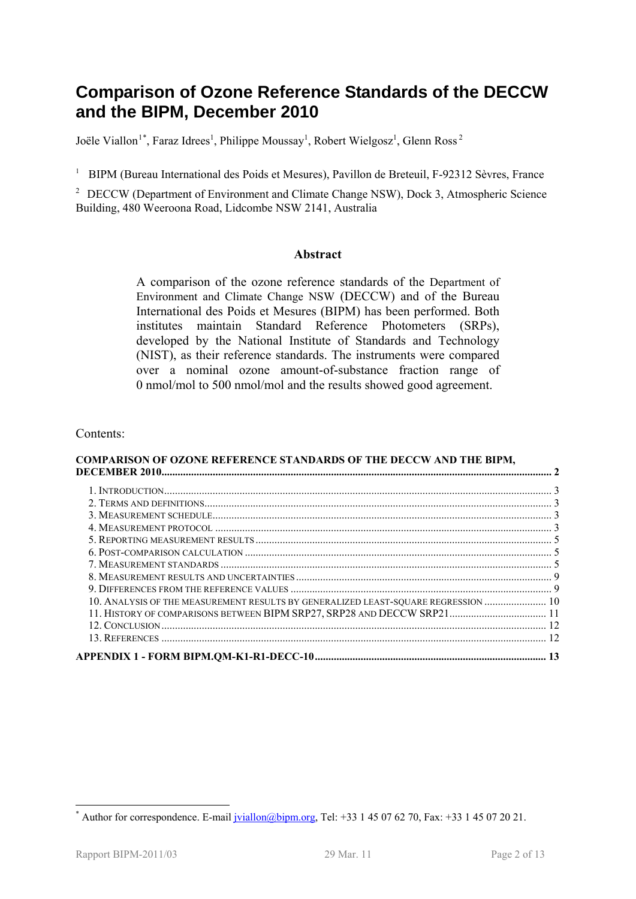# Comparison of Ozone Reference Standards of the DECCW and the BIPM, December 2010

Joële Viallon[1*], Faraz Idrees[1], Philippe Moussay[1], Robert Wielgosz[1], Glenn Ross[2]

[1] BIPM (Bureau International des Poids et Mesures), Pavillon de Breteuil, F-92312 Sèvres, France

[2] DECCW (Department of Environment and Climate Change NSW), Dock 3, Atmospheric Science Building, 480 Weeroona Road, Lidcombe NSW 2141, Australia

### Abstract

A comparison of the ozone reference standards of the Department of Environment and Climate Change NSW (DECCW) and of the Bureau International des Poids et Mesures (BIPM) has been performed. Both institutes maintain Standard Reference Photometers (SRPs), developed by the National Institute of Standards and Technology (NIST), as their reference standards. The instruments were compared over a nominal ozone amount-of-substance fraction range of 0 nmol/mol to 500 nmol/mol and the results showed good agreement.

Contents:

**COMPARISON OF OZONE REFERENCE STANDARDS OF THE DECCW AND THE BIPM, DECEMBER 2010** ..... 2

- 1. Introduction ..... 3
- 2. Terms and definitions ..... 3
- 3. Measurement schedule ..... 3
- 4. Measurement protocol ..... 3
- 5. Reporting measurement results ..... 5
- 6. Post-comparison calculation ..... 5
- 7. Measurement standards ..... 5
- 8. Measurement results and uncertainties ..... 9
- 9. Differences from the reference values ..... 9
- 10. Analysis of the measurement results by generalized least-square regression ..... 10
- 11. History of comparisons between BIPM SRP27, SRP28 and DECCW SRP21 ..... 11
- 12. Conclusion ..... 12
- 13. References ..... 12

**APPENDIX 1 - FORM BIPM.QM-K1-R1-DECC-10** ..... 13

---

[*] Author for correspondence. E-mail jviallon@bipm.org, Tel: +33 1 45 07 62 70, Fax: +33 1 45 07 20 21.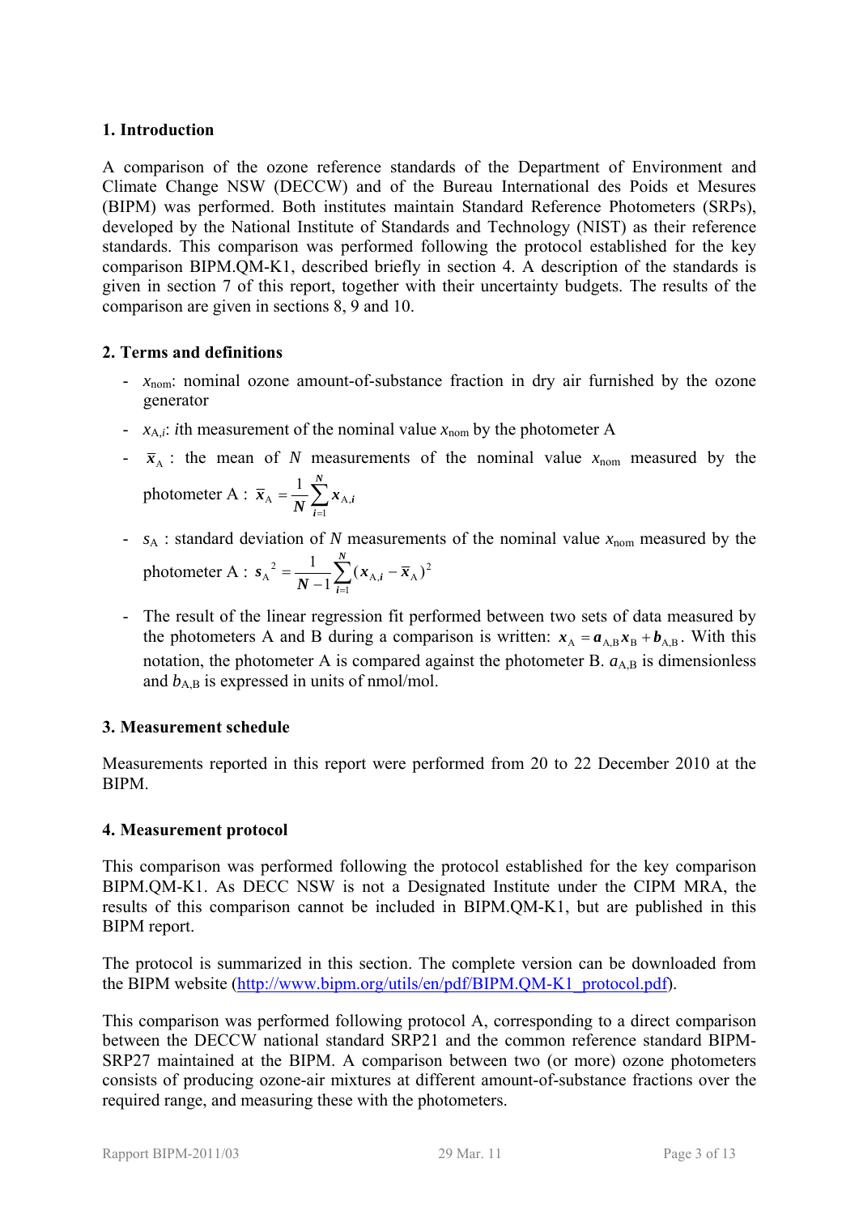## 1. Introduction

A comparison of the ozone reference standards of the Department of Environment and Climate Change NSW (DECCW) and of the Bureau International des Poids et Mesures (BIPM) was performed. Both institutes maintain Standard Reference Photometers (SRPs), developed by the National Institute of Standards and Technology (NIST) as their reference standards. This comparison was performed following the protocol established for the key comparison BIPM.QM-K1, described briefly in section 4. A description of the standards is given in section 7 of this report, together with their uncertainty budgets. The results of the comparison are given in sections 8, 9 and 10.

## 2. Terms and definitions

- $x_{\mathrm{nom}}$: nominal ozone amount-of-substance fraction in dry air furnished by the ozone generator
- $x_{\mathrm{A},i}$: $i$th measurement of the nominal value $x_{\mathrm{nom}}$ by the photometer A
- $\overline{x}_{\mathrm{A}}$ : the mean of $N$ measurements of the nominal value $x_{\mathrm{nom}}$ measured by the photometer A : $\overline{x}_{\mathrm{A}} = \frac{1}{N}\sum_{i=1}^{N} x_{\mathrm{A},i}$
- $s_{\mathrm{A}}$ : standard deviation of $N$ measurements of the nominal value $x_{\mathrm{nom}}$ measured by the photometer A : $s_{\mathrm{A}}^{2} = \frac{1}{N-1}\sum_{i=1}^{N}(x_{\mathrm{A},i} - \overline{x}_{\mathrm{A}})^{2}$
- The result of the linear regression fit performed between two sets of data measured by the photometers A and B during a comparison is written: $x_{\mathrm{A}} = a_{\mathrm{A,B}}x_{\mathrm{B}} + b_{\mathrm{A,B}}$. With this notation, the photometer A is compared against the photometer B. $a_{\mathrm{A,B}}$ is dimensionless and $b_{\mathrm{A,B}}$ is expressed in units of nmol/mol.

## 3. Measurement schedule

Measurements reported in this report were performed from 20 to 22 December 2010 at the BIPM.

## 4. Measurement protocol

This comparison was performed following the protocol established for the key comparison BIPM.QM-K1. As DECC NSW is not a Designated Institute under the CIPM MRA, the results of this comparison cannot be included in BIPM.QM-K1, but are published in this BIPM report.

The protocol is summarized in this section. The complete version can be downloaded from the BIPM website (http://www.bipm.org/utils/en/pdf/BIPM.QM-K1_protocol.pdf).

This comparison was performed following protocol A, corresponding to a direct comparison between the DECCW national standard SRP21 and the common reference standard BIPM-SRP27 maintained at the BIPM. A comparison between two (or more) ozone photometers consists of producing ozone-air mixtures at different amount-of-substance fractions over the required range, and measuring these with the photometers.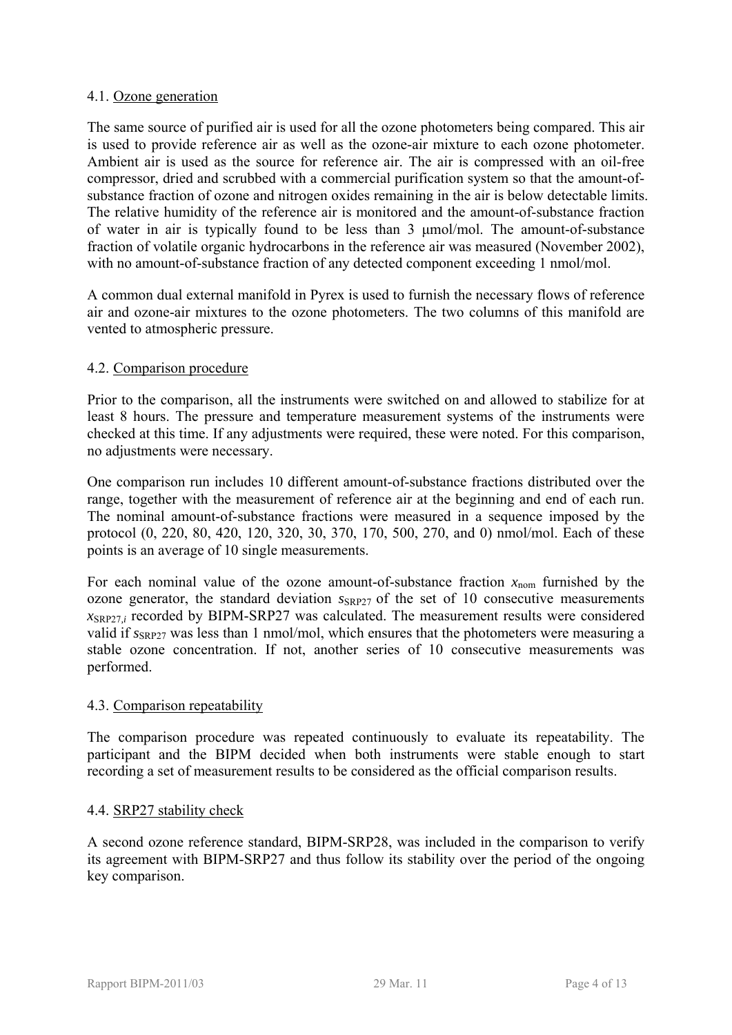### 4.1. Ozone generation

The same source of purified air is used for all the ozone photometers being compared. This air is used to provide reference air as well as the ozone-air mixture to each ozone photometer. Ambient air is used as the source for reference air. The air is compressed with an oil-free compressor, dried and scrubbed with a commercial purification system so that the amount-of-substance fraction of ozone and nitrogen oxides remaining in the air is below detectable limits. The relative humidity of the reference air is monitored and the amount-of-substance fraction of water in air is typically found to be less than 3 μmol/mol. The amount-of-substance fraction of volatile organic hydrocarbons in the reference air was measured (November 2002), with no amount-of-substance fraction of any detected component exceeding 1 nmol/mol.

A common dual external manifold in Pyrex is used to furnish the necessary flows of reference air and ozone-air mixtures to the ozone photometers. The two columns of this manifold are vented to atmospheric pressure.

### 4.2. Comparison procedure

Prior to the comparison, all the instruments were switched on and allowed to stabilize for at least 8 hours. The pressure and temperature measurement systems of the instruments were checked at this time. If any adjustments were required, these were noted. For this comparison, no adjustments were necessary.

One comparison run includes 10 different amount-of-substance fractions distributed over the range, together with the measurement of reference air at the beginning and end of each run. The nominal amount-of-substance fractions were measured in a sequence imposed by the protocol (0, 220, 80, 420, 120, 320, 30, 370, 170, 500, 270, and 0) nmol/mol. Each of these points is an average of 10 single measurements.

For each nominal value of the ozone amount-of-substance fraction $x_{\mathrm{nom}}$ furnished by the ozone generator, the standard deviation $s_{\mathrm{SRP27}}$ of the set of 10 consecutive measurements $x_{\mathrm{SRP27},i}$ recorded by BIPM-SRP27 was calculated. The measurement results were considered valid if $s_{\mathrm{SRP27}}$ was less than 1 nmol/mol, which ensures that the photometers were measuring a stable ozone concentration. If not, another series of 10 consecutive measurements was performed.

### 4.3. Comparison repeatability

The comparison procedure was repeated continuously to evaluate its repeatability. The participant and the BIPM decided when both instruments were stable enough to start recording a set of measurement results to be considered as the official comparison results.

### 4.4. SRP27 stability check

A second ozone reference standard, BIPM-SRP28, was included in the comparison to verify its agreement with BIPM-SRP27 and thus follow its stability over the period of the ongoing key comparison.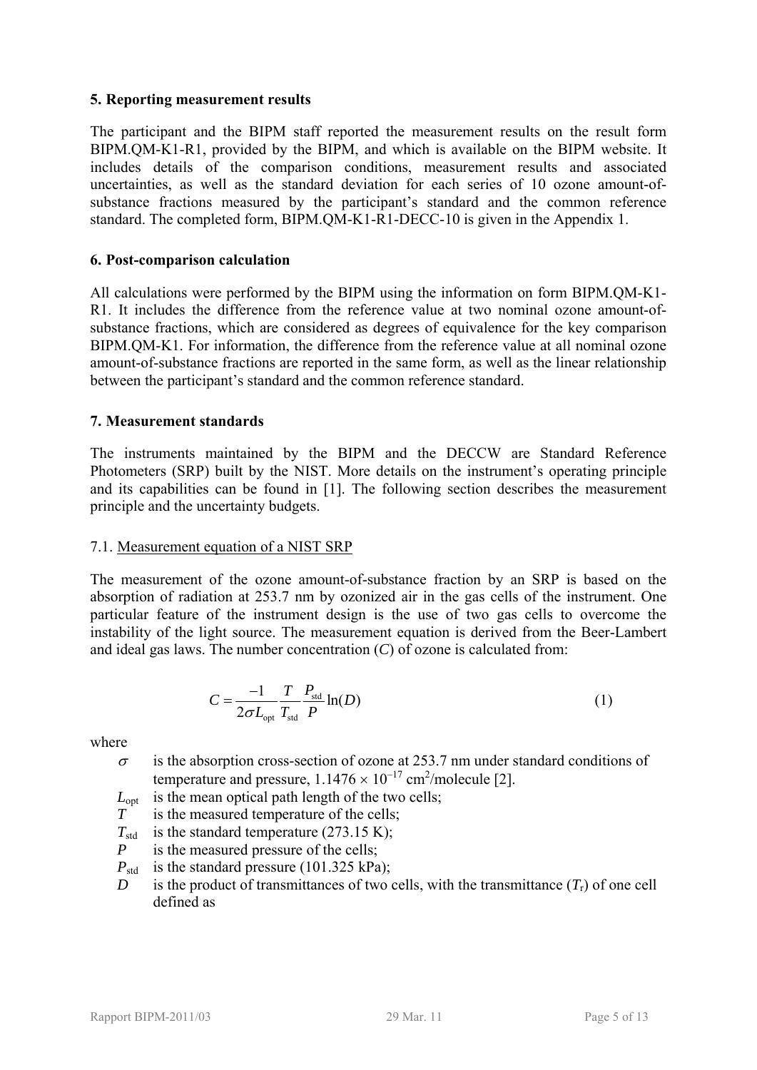### 5. Reporting measurement results

The participant and the BIPM staff reported the measurement results on the result form BIPM.QM-K1-R1, provided by the BIPM, and which is available on the BIPM website. It includes details of the comparison conditions, measurement results and associated uncertainties, as well as the standard deviation for each series of 10 ozone amount-of-substance fractions measured by the participant's standard and the common reference standard. The completed form, BIPM.QM-K1-R1-DECC-10 is given in the Appendix 1.

### 6. Post-comparison calculation

All calculations were performed by the BIPM using the information on form BIPM.QM-K1-R1. It includes the difference from the reference value at two nominal ozone amount-of-substance fractions, which are considered as degrees of equivalence for the key comparison BIPM.QM-K1. For information, the difference from the reference value at all nominal ozone amount-of-substance fractions are reported in the same form, as well as the linear relationship between the participant's standard and the common reference standard.

### 7. Measurement standards

The instruments maintained by the BIPM and the DECCW are Standard Reference Photometers (SRP) built by the NIST. More details on the instrument's operating principle and its capabilities can be found in [1]. The following section describes the measurement principle and the uncertainty budgets.

#### 7.1. Measurement equation of a NIST SRP

The measurement of the ozone amount-of-substance fraction by an SRP is based on the absorption of radiation at 253.7 nm by ozonized air in the gas cells of the instrument. One particular feature of the instrument design is the use of two gas cells to overcome the instability of the light source. The measurement equation is derived from the Beer-Lambert and ideal gas laws. The number concentration ($C$) of ozone is calculated from:

$$C = \frac{-1}{2\sigma L_{\text{opt}}} \frac{T}{T_{\text{std}}} \frac{P_{\text{std}}}{P} \ln(D) \qquad (1)$$

where

- $\sigma$ is the absorption cross-section of ozone at 253.7 nm under standard conditions of temperature and pressure, $1.1476 \times 10^{-17}$ cm$^2$/molecule [2].
- $L_{\text{opt}}$ is the mean optical path length of the two cells;
- $T$ is the measured temperature of the cells;
- $T_{\text{std}}$ is the standard temperature (273.15 K);
- $P$ is the measured pressure of the cells;
- $P_{\text{std}}$ is the standard pressure (101.325 kPa);
- $D$ is the product of transmittances of two cells, with the transmittance ($T_{\text{r}}$) of one cell defined as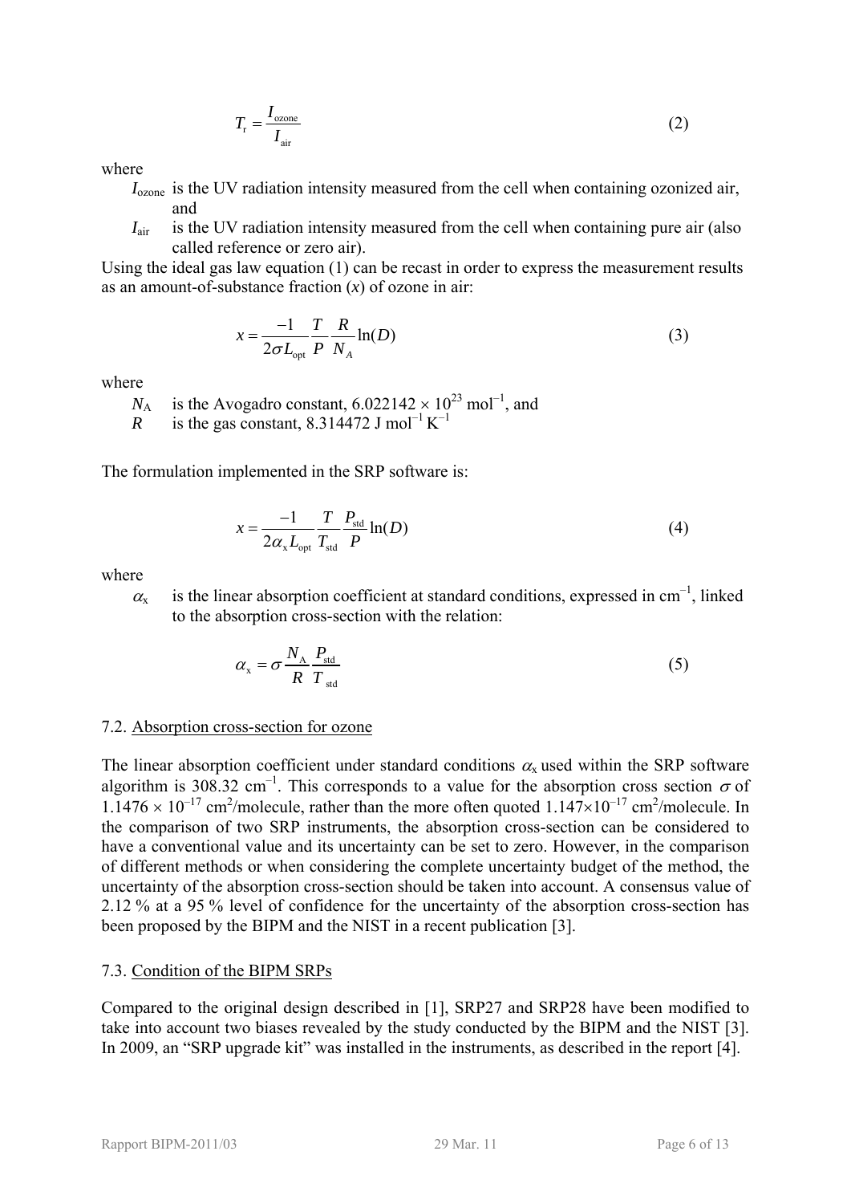$$T_r = \frac{I_{\text{ozone}}}{I_{\text{air}}} \tag{2}$$

where

$I_{\text{ozone}}$ is the UV radiation intensity measured from the cell when containing ozonized air, and

$I_{\text{air}}$ is the UV radiation intensity measured from the cell when containing pure air (also called reference or zero air).

Using the ideal gas law equation (1) can be recast in order to express the measurement results as an amount-of-substance fraction ($x$) of ozone in air:

$$x = \frac{-1}{2\sigma L_{\text{opt}}} \frac{T}{P} \frac{R}{N_A} \ln(D) \tag{3}$$

where

$N_A$ is the Avogadro constant, $6.022142 \times 10^{23}$ mol$^{-1}$, and

$R$ is the gas constant, 8.314472 J mol$^{-1}$ K$^{-1}$

The formulation implemented in the SRP software is:

$$x = \frac{-1}{2\alpha_x L_{\text{opt}}} \frac{T}{T_{\text{std}}} \frac{P_{\text{std}}}{P} \ln(D) \tag{4}$$

where

$\alpha_x$ is the linear absorption coefficient at standard conditions, expressed in cm$^{-1}$, linked to the absorption cross-section with the relation:

$$\alpha_x = \sigma \frac{N_A}{R} \frac{P_{\text{std}}}{T_{\text{std}}} \tag{5}$$

## 7.2. Absorption cross-section for ozone

The linear absorption coefficient under standard conditions $\alpha_x$ used within the SRP software algorithm is 308.32 cm$^{-1}$. This corresponds to a value for the absorption cross section $\sigma$ of $1.1476 \times 10^{-17}$ cm$^2$/molecule, rather than the more often quoted $1.147 \times 10^{-17}$ cm$^2$/molecule. In the comparison of two SRP instruments, the absorption cross-section can be considered to have a conventional value and its uncertainty can be set to zero. However, in the comparison of different methods or when considering the complete uncertainty budget of the method, the uncertainty of the absorption cross-section should be taken into account. A consensus value of 2.12 % at a 95 % level of confidence for the uncertainty of the absorption cross-section has been proposed by the BIPM and the NIST in a recent publication [3].

## 7.3. Condition of the BIPM SRPs

Compared to the original design described in [1], SRP27 and SRP28 have been modified to take into account two biases revealed by the study conducted by the BIPM and the NIST [3]. In 2009, an "SRP upgrade kit" was installed in the instruments, as described in the report [4].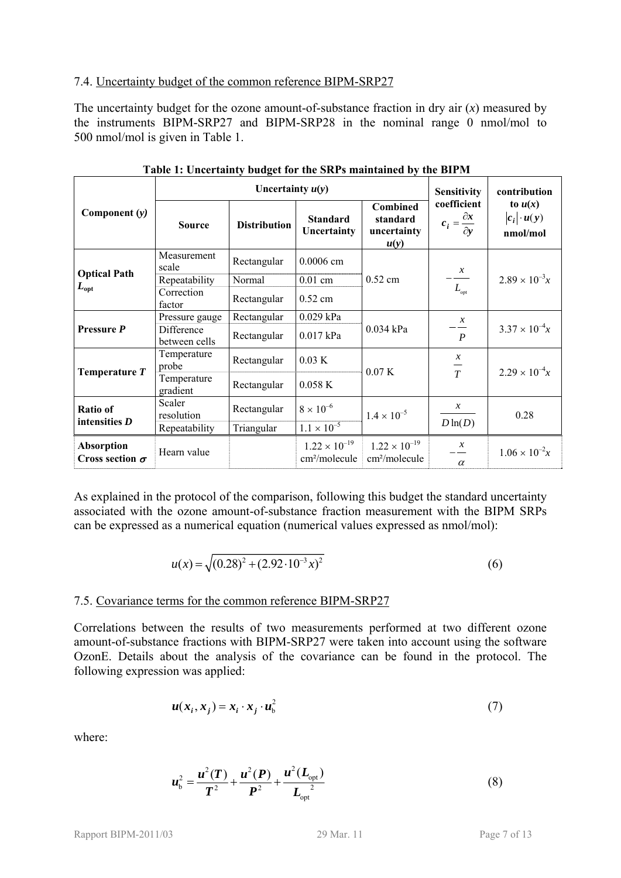7.4. Uncertainty budget of the common reference BIPM-SRP27

The uncertainty budget for the ozone amount-of-substance fraction in dry air ($x$) measured by the instruments BIPM-SRP27 and BIPM-SRP28 in the nominal range 0 nmol/mol to 500 nmol/mol is given in Table 1.

**Table 1: Uncertainty budget for the SRPs maintained by the BIPM**

| Component ($y$) | Uncertainty $u(y)$ | | | | Sensitivity coefficient $c_i = \frac{\partial x}{\partial y}$ | contribution to $u(x)$ $\lvert c_i \rvert \cdot u(y)$ nmol/mol |
|---|---|---|---|---|---|---|
| | **Source** | **Distribution** | **Standard Uncertainty** | **Combined standard uncertainty $u(y)$** | | |
| **Optical Path $L_{opt}$** | Measurement scale | Rectangular | 0.0006 cm | 0.52 cm | $-\frac{x}{L_{opt}}$ | $2.89 \times 10^{-3}x$ |
| | Repeatability | Normal | 0.01 cm | | | |
| | Correction factor | Rectangular | 0.52 cm | | | |
| **Pressure $P$** | Pressure gauge | Rectangular | 0.029 kPa | 0.034 kPa | $-\frac{x}{P}$ | $3.37 \times 10^{-4}x$ |
| | Difference between cells | Rectangular | 0.017 kPa | | | |
| **Temperature $T$** | Temperature probe | Rectangular | 0.03 K | 0.07 K | $\frac{x}{T}$ | $2.29 \times 10^{-4}x$ |
| | Temperature gradient | Rectangular | 0.058 K | | | |
| **Ratio of intensities $D$** | Scaler resolution | Rectangular | $8 \times 10^{-6}$ | $1.4 \times 10^{-5}$ | $\frac{x}{D\ln(D)}$ | 0.28 |
| | Repeatability | Triangular | $1.1 \times 10^{-5}$ | | | |
| **Absorption Cross section $\sigma$** | Hearn value | | $1.22 \times 10^{-19}$ cm²/molecule | $1.22 \times 10^{-19}$ cm²/molecule | $-\frac{x}{\alpha}$ | $1.06 \times 10^{-2}x$ |

As explained in the protocol of the comparison, following this budget the standard uncertainty associated with the ozone amount-of-substance fraction measurement with the BIPM SRPs can be expressed as a numerical equation (numerical values expressed as nmol/mol):

$$u(x) = \sqrt{(0.28)^2 + (2.92 \cdot 10^{-3} x)^2} \tag{6}$$

7.5. Covariance terms for the common reference BIPM-SRP27

Correlations between the results of two measurements performed at two different ozone amount-of-substance fractions with BIPM-SRP27 were taken into account using the software OzonE. Details about the analysis of the covariance can be found in the protocol. The following expression was applied:

$$\boldsymbol{u}(\boldsymbol{x_i}, \boldsymbol{x_j}) = \boldsymbol{x_i} \cdot \boldsymbol{x_j} \cdot \boldsymbol{u}_{\mathrm{b}}^2 \tag{7}$$

where:

$$\boldsymbol{u}_{\mathrm{b}}^2 = \frac{\boldsymbol{u}^2(\boldsymbol{T})}{\boldsymbol{T}^2} + \frac{\boldsymbol{u}^2(\boldsymbol{P})}{\boldsymbol{P}^2} + \frac{\boldsymbol{u}^2(\boldsymbol{L}_{\mathrm{opt}})}{\boldsymbol{L}_{\mathrm{opt}}^{\ 2}} \tag{8}$$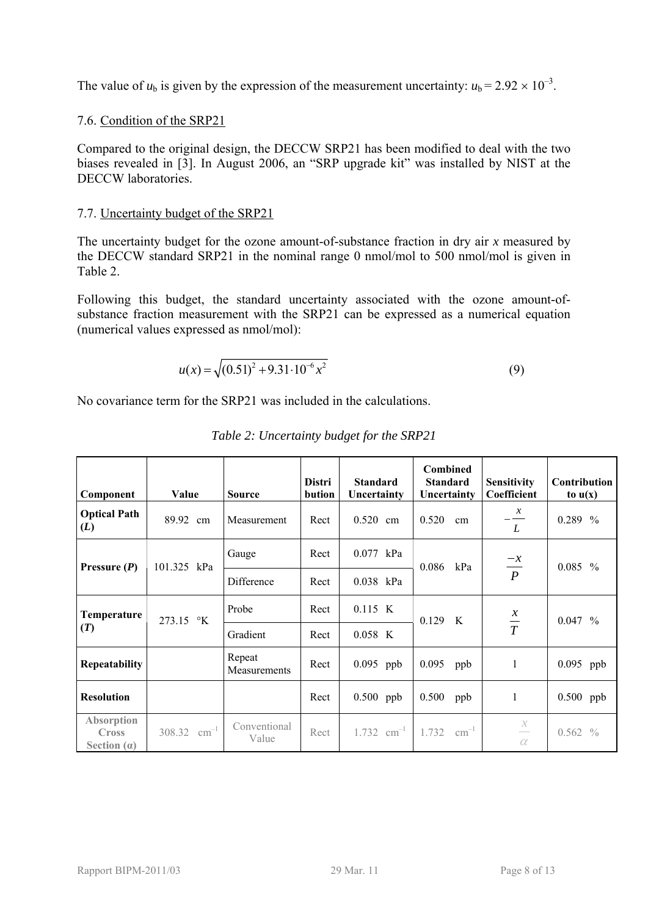The value of $u_b$ is given by the expression of the measurement uncertainty: $u_b = 2.92 \times 10^{-3}$.

### 7.6. Condition of the SRP21

Compared to the original design, the DECCW SRP21 has been modified to deal with the two biases revealed in [3]. In August 2006, an "SRP upgrade kit" was installed by NIST at the DECCW laboratories.

### 7.7. Uncertainty budget of the SRP21

The uncertainty budget for the ozone amount-of-substance fraction in dry air *x* measured by the DECCW standard SRP21 in the nominal range 0 nmol/mol to 500 nmol/mol is given in Table 2.

Following this budget, the standard uncertainty associated with the ozone amount-of-substance fraction measurement with the SRP21 can be expressed as a numerical equation (numerical values expressed as nmol/mol):

$$u(x) = \sqrt{(0.51)^2 + 9.31 \cdot 10^{-6} x^2} \qquad (9)$$

No covariance term for the SRP21 was included in the calculations.

*Table 2: Uncertainty budget for the SRP21*

| Component | Value | Source | Distribution | Standard Uncertainty | Combined Standard Uncertainty | Sensitivity Coefficient | Contribution to u(x) |
|---|---|---|---|---|---|---|---|
| **Optical Path (*L*)** | 89.92 cm | Measurement | Rect | 0.520 cm | 0.520 cm | $-\frac{x}{L}$ | 0.289 % |
| **Pressure (*P*)** | 101.325 kPa | Gauge | Rect | 0.077 kPa | 0.086 kPa | $\frac{-x}{P}$ | 0.085 % |
| | | Difference | Rect | 0.038 kPa | | | |
| **Temperature (*T*)** | 273.15 °K | Probe | Rect | 0.115 K | 0.129 K | $\frac{x}{T}$ | 0.047 % |
| | | Gradient | Rect | 0.058 K | | | |
| **Repeatability** | | Repeat Measurements | Rect | 0.095 ppb | 0.095 ppb | 1 | 0.095 ppb |
| **Resolution** | | | Rect | 0.500 ppb | 0.500 ppb | 1 | 0.500 ppb |
| **Absorption Cross Section (α)** | 308.32 $cm^{-1}$ | Conventional Value | Rect | 1.732 $cm^{-1}$ | 1.732 $cm^{-1}$ | $\frac{x}{\alpha}$ | 0.562 % |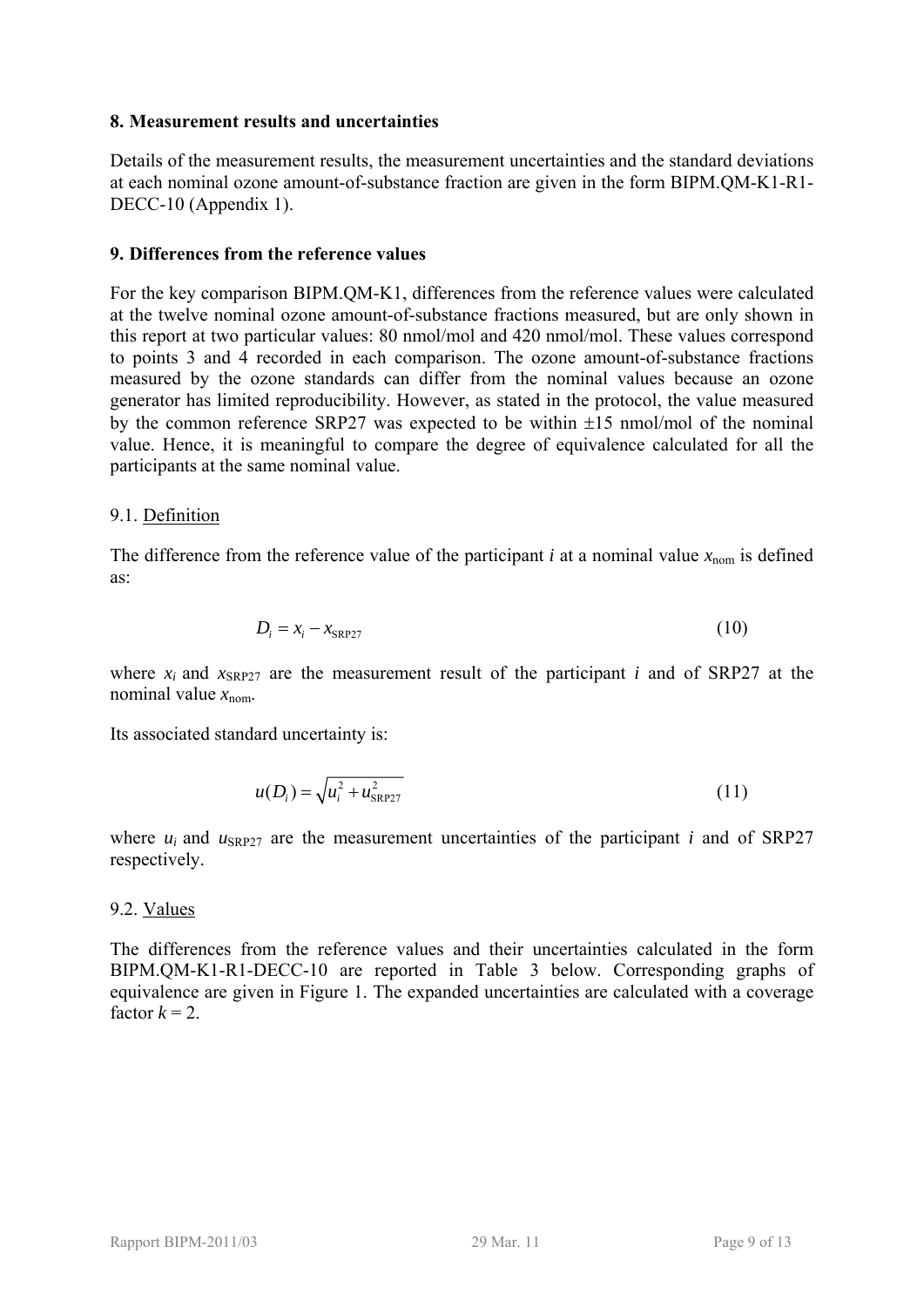## 8. Measurement results and uncertainties

Details of the measurement results, the measurement uncertainties and the standard deviations at each nominal ozone amount-of-substance fraction are given in the form BIPM.QM-K1-R1-DECC-10 (Appendix 1).

## 9. Differences from the reference values

For the key comparison BIPM.QM-K1, differences from the reference values were calculated at the twelve nominal ozone amount-of-substance fractions measured, but are only shown in this report at two particular values: 80 nmol/mol and 420 nmol/mol. These values correspond to points 3 and 4 recorded in each comparison. The ozone amount-of-substance fractions measured by the ozone standards can differ from the nominal values because an ozone generator has limited reproducibility. However, as stated in the protocol, the value measured by the common reference SRP27 was expected to be within ±15 nmol/mol of the nominal value. Hence, it is meaningful to compare the degree of equivalence calculated for all the participants at the same nominal value.

### 9.1. Definition

The difference from the reference value of the participant $i$ at a nominal value $x_{\mathrm{nom}}$ is defined as:

$$D_i = x_i - x_{\mathrm{SRP27}} \tag{10}$$

where $x_i$ and $x_{\mathrm{SRP27}}$ are the measurement result of the participant $i$ and of SRP27 at the nominal value $x_{\mathrm{nom}}$.

Its associated standard uncertainty is:

$$u(D_i) = \sqrt{u_i^2 + u_{\mathrm{SRP27}}^2} \tag{11}$$

where $u_i$ and $u_{\mathrm{SRP27}}$ are the measurement uncertainties of the participant $i$ and of SRP27 respectively.

### 9.2. Values

The differences from the reference values and their uncertainties calculated in the form BIPM.QM-K1-R1-DECC-10 are reported in Table 3 below. Corresponding graphs of equivalence are given in Figure 1. The expanded uncertainties are calculated with a coverage factor $k = 2$.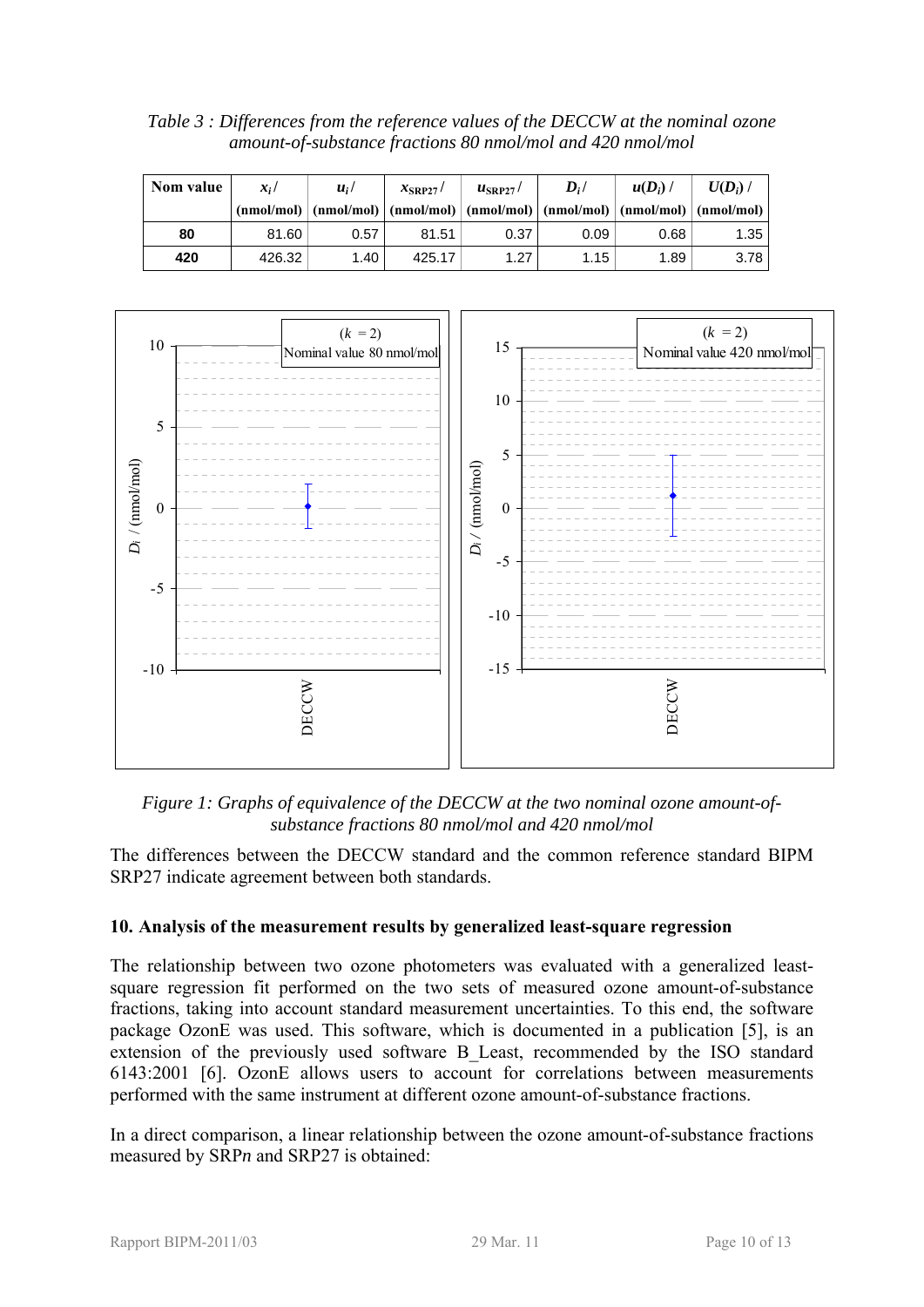*Table 3 : Differences from the reference values of the DECCW at the nominal ozone amount-of-substance fractions 80 nmol/mol and 420 nmol/mol*

| Nom value | $x_i$ / (nmol/mol) | $u_i$ / (nmol/mol) | $x_{SRP27}$ / (nmol/mol) | $u_{SRP27}$ / (nmol/mol) | $D_i$ / (nmol/mol) | $u(D_i)$ / (nmol/mol) | $U(D_i)$ / (nmol/mol) |
|---|---|---|---|---|---|---|---|
| **80** | 81.60 | 0.57 | 81.51 | 0.37 | 0.09 | 0.68 | 1.35 |
| **420** | 426.32 | 1.40 | 425.17 | 1.27 | 1.15 | 1.89 | 3.78 |

*Figure 1: Graphs of equivalence of the DECCW at the two nominal ozone amount-of-substance fractions 80 nmol/mol and 420 nmol/mol*

The differences between the DECCW standard and the common reference standard BIPM SRP27 indicate agreement between both standards.

## 10. Analysis of the measurement results by generalized least-square regression

The relationship between two ozone photometers was evaluated with a generalized least-square regression fit performed on the two sets of measured ozone amount-of-substance fractions, taking into account standard measurement uncertainties. To this end, the software package OzonE was used. This software, which is documented in a publication [5], is an extension of the previously used software B_Least, recommended by the ISO standard 6143:2001 [6]. OzonE allows users to account for correlations between measurements performed with the same instrument at different ozone amount-of-substance fractions.

In a direct comparison, a linear relationship between the ozone amount-of-substance fractions measured by SRP*n* and SRP27 is obtained: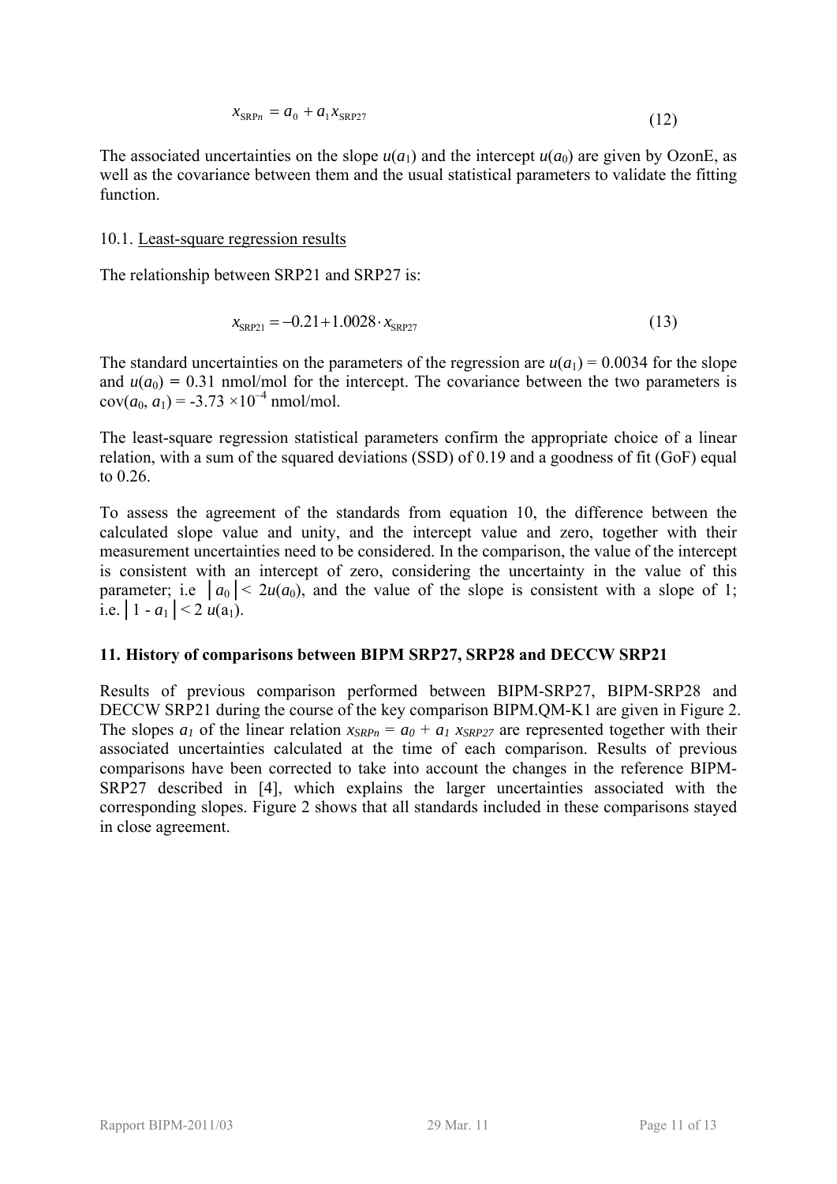$$x_{\mathrm{SRP}n} = a_0 + a_1 x_{\mathrm{SRP27}} \tag{12}$$

The associated uncertainties on the slope $u(a_1)$ and the intercept $u(a_0)$ are given by OzonE, as well as the covariance between them and the usual statistical parameters to validate the fitting function.

10.1. Least-square regression results

The relationship between SRP21 and SRP27 is:

$$x_{\mathrm{SRP21}} = -0.21 + 1.0028 \cdot x_{\mathrm{SRP27}} \tag{13}$$

The standard uncertainties on the parameters of the regression are $u(a_1) = 0.0034$ for the slope and $u(a_0) = 0.31$ nmol/mol for the intercept. The covariance between the two parameters is $\mathrm{cov}(a_0, a_1) = -3.73 \times 10^{-4}$ nmol/mol.

The least-square regression statistical parameters confirm the appropriate choice of a linear relation, with a sum of the squared deviations (SSD) of 0.19 and a goodness of fit (GoF) equal to 0.26.

To assess the agreement of the standards from equation 10, the difference between the calculated slope value and unity, and the intercept value and zero, together with their measurement uncertainties need to be considered. In the comparison, the value of the intercept is consistent with an intercept of zero, considering the uncertainty in the value of this parameter; i.e $|a_0| < 2u(a_0)$, and the value of the slope is consistent with a slope of 1; i.e. $|1 - a_1| < 2\,u(a_1)$.

## 11. History of comparisons between BIPM SRP27, SRP28 and DECCW SRP21

Results of previous comparison performed between BIPM-SRP27, BIPM-SRP28 and DECCW SRP21 during the course of the key comparison BIPM.QM-K1 are given in Figure 2. The slopes $a_1$ of the linear relation $x_{SRPn} = a_0 + a_1\, x_{SRP27}$ are represented together with their associated uncertainties calculated at the time of each comparison. Results of previous comparisons have been corrected to take into account the changes in the reference BIPM-SRP27 described in [4], which explains the larger uncertainties associated with the corresponding slopes. Figure 2 shows that all standards included in these comparisons stayed in close agreement.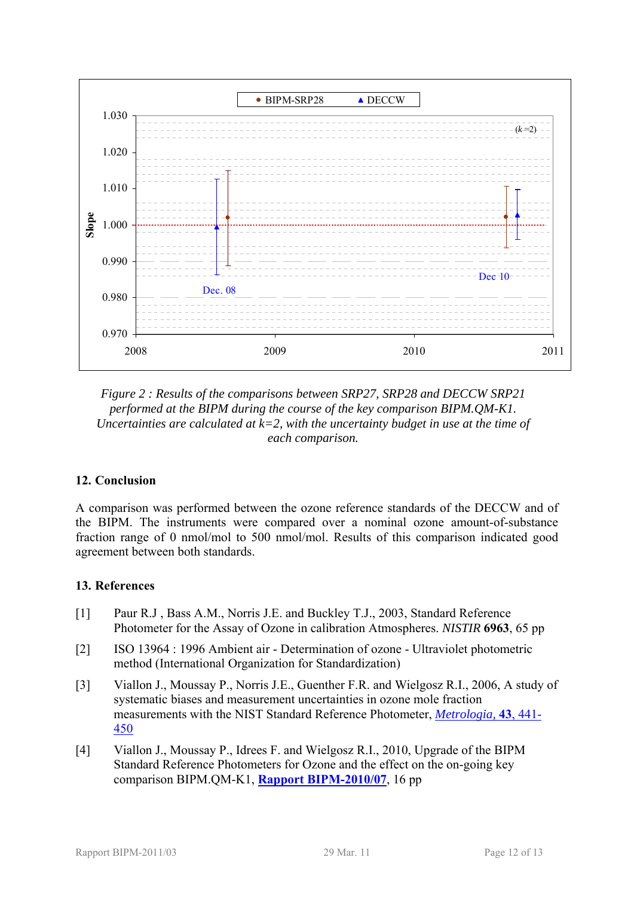*Figure 2 : Results of the comparisons between SRP27, SRP28 and DECCW SRP21 performed at the BIPM during the course of the key comparison BIPM.QM-K1. Uncertainties are calculated at k=2, with the uncertainty budget in use at the time of each comparison.*

## 12. Conclusion

A comparison was performed between the ozone reference standards of the DECCW and of the BIPM. The instruments were compared over a nominal ozone amount-of-substance fraction range of 0 nmol/mol to 500 nmol/mol. Results of this comparison indicated good agreement between both standards.

## 13. References

[1] Paur R.J , Bass A.M., Norris J.E. and Buckley T.J., 2003, Standard Reference Photometer for the Assay of Ozone in calibration Atmospheres. *NISTIR* **6963**, 65 pp

[2] ISO 13964 : 1996 Ambient air - Determination of ozone - Ultraviolet photometric method (International Organization for Standardization)

[3] Viallon J., Moussay P., Norris J.E., Guenther F.R. and Wielgosz R.I., 2006, A study of systematic biases and measurement uncertainties in ozone mole fraction measurements with the NIST Standard Reference Photometer, *Metrologia*, **43**, 441-450

[4] Viallon J., Moussay P., Idrees F. and Wielgosz R.I., 2010, Upgrade of the BIPM Standard Reference Photometers for Ozone and the effect on the on-going key comparison BIPM.QM-K1, **Rapport BIPM-2010/07**, 16 pp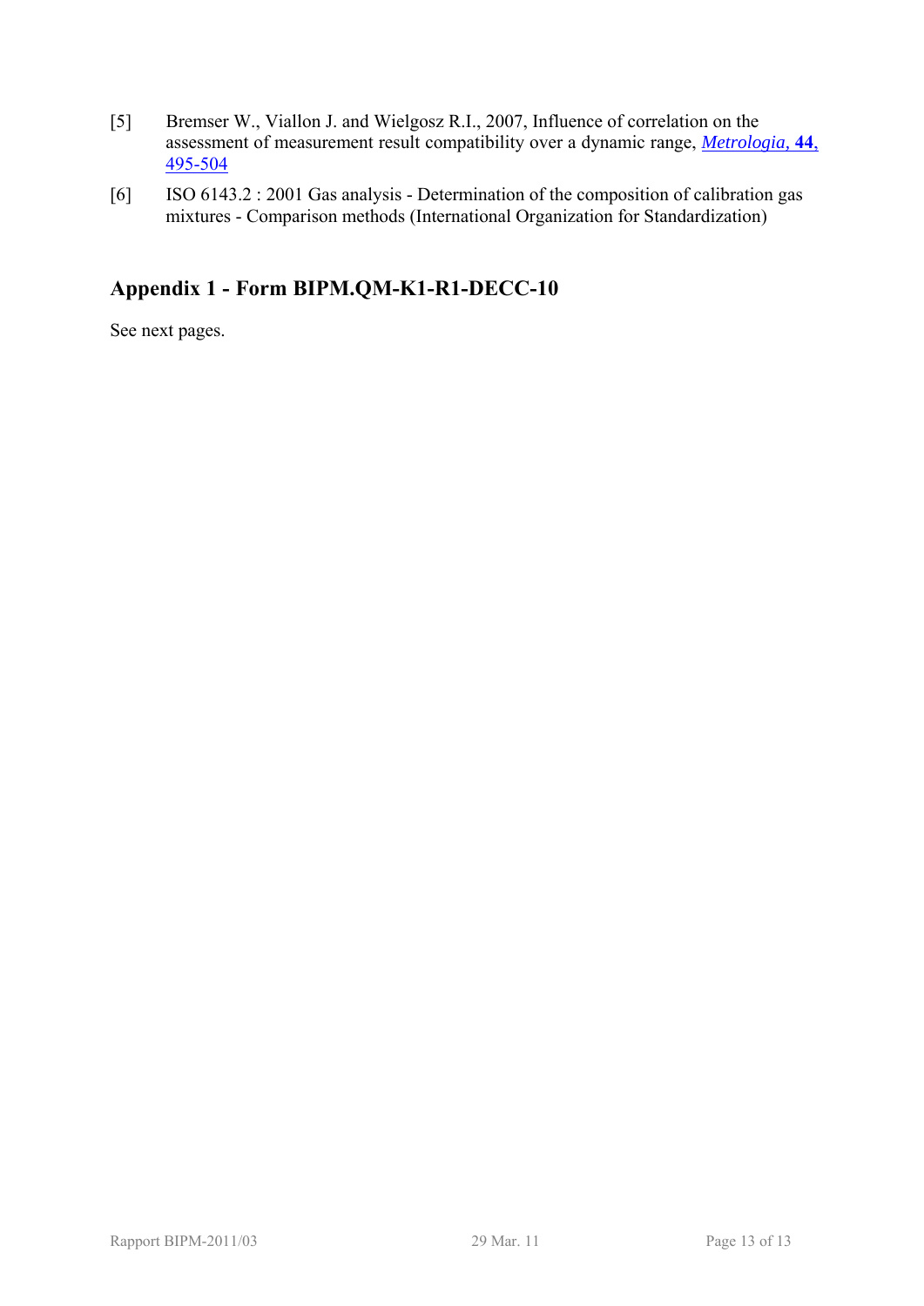[5] Bremser W., Viallon J. and Wielgosz R.I., 2007, Influence of correlation on the assessment of measurement result compatibility over a dynamic range, *Metrologia*, **44**, 495-504

[6] ISO 6143.2 : 2001 Gas analysis - Determination of the composition of calibration gas mixtures - Comparison methods (International Organization for Standardization)

## Appendix 1 - Form BIPM.QM-K1-R1-DECC-10

See next pages.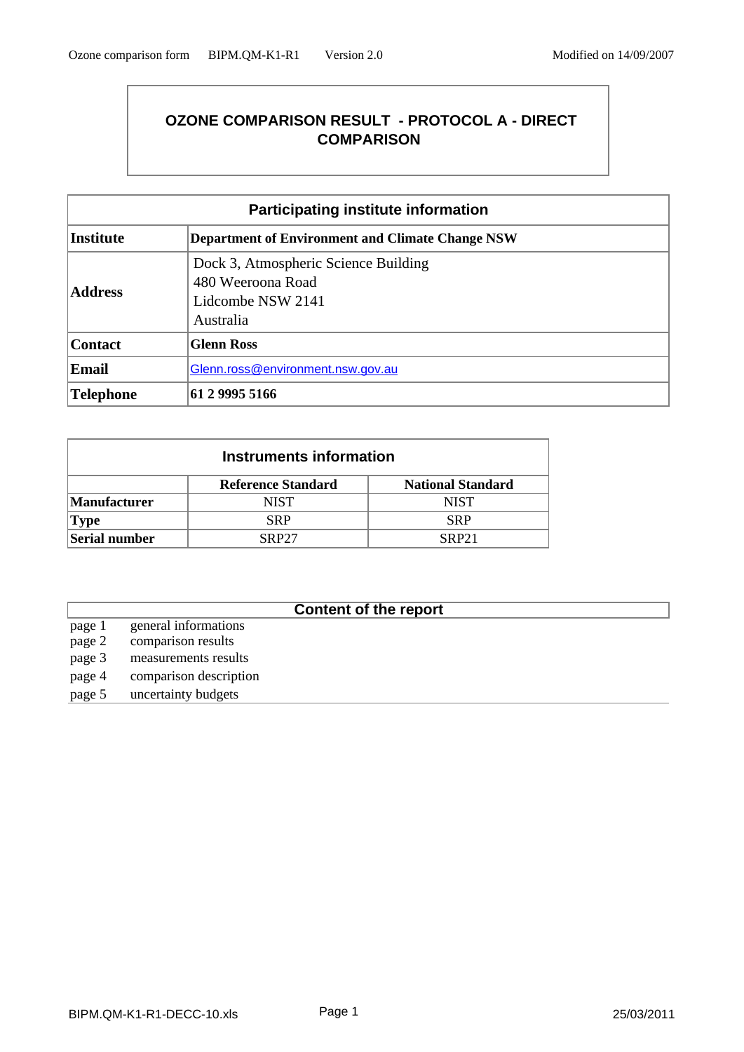# OZONE COMPARISON RESULT - PROTOCOL A - DIRECT COMPARISON

| Participating institute information | |
|---|---|
| **Institute** | **Department of Environment and Climate Change NSW** |
| **Address** | Dock 3, Atmospheric Science Building<br>480 Weeroona Road<br>Lidcombe NSW 2141<br>Australia |
| **Contact** | **Glenn Ross** |
| **Email** | Glenn.ross@environment.nsw.gov.au |
| **Telephone** | **61 2 9995 5166** |

| Instruments information | | |
|---|---|---|
| | **Reference Standard** | **National Standard** |
| **Manufacturer** | NIST | NIST |
| **Type** | SRP | SRP |
| **Serial number** | SRP27 | SRP21 |

| Content of the report | |
|---|---|
| page 1 | general informations |
| page 2 | comparison results |
| page 3 | measurements results |
| page 4 | comparison description |
| page 5 | uncertainty budgets |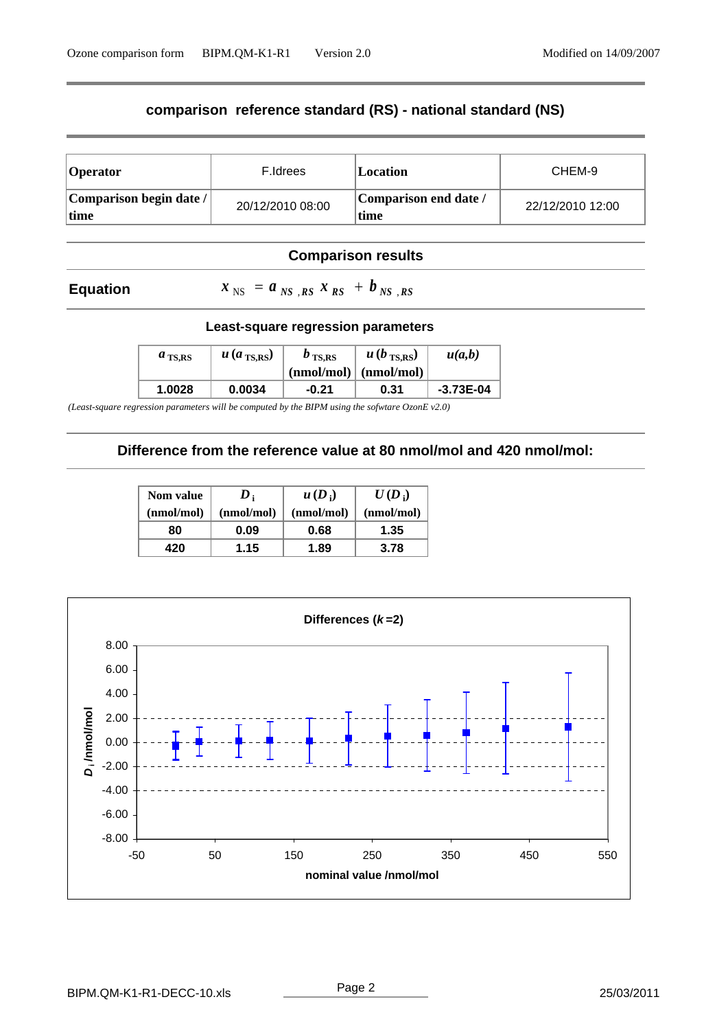## comparison reference standard (RS) - national standard (NS)

| Operator | F.Idrees | Location | CHEM-9 |
|---|---|---|---|
| Comparison begin date / time | 20/12/2010 08:00 | Comparison end date / time | 22/12/2010 12:00 |

### Comparison results

**Equation** $x_{NS} = a_{NS,RS}\, x_{RS} + b_{NS,RS}$

#### Least-square regression parameters

| $a_{TS,RS}$ | $u(a_{TS,RS})$ | $b_{TS,RS}$ (nmol/mol) | $u(b_{TS,RS})$ (nmol/mol) | $u(a,b)$ |
|---|---|---|---|---|
| 1.0028 | 0.0034 | -0.21 | 0.31 | -3.73E-04 |

*(Least-square regression parameters will be computed by the BIPM using the sofwtare OzonE v2.0)*

### Difference from the reference value at 80 nmol/mol and 420 nmol/mol:

| Nom value (nmol/mol) | $D_i$ (nmol/mol) | $u(D_i)$ (nmol/mol) | $U(D_i)$ (nmol/mol) |
|---|---|---|---|
| 80 | 0.09 | 0.68 | 1.35 |
| 420 | 1.15 | 1.89 | 3.78 |

**Differences ($k$=2)**

$D_i$ /nmol/mol vs. nominal value /nmol/mol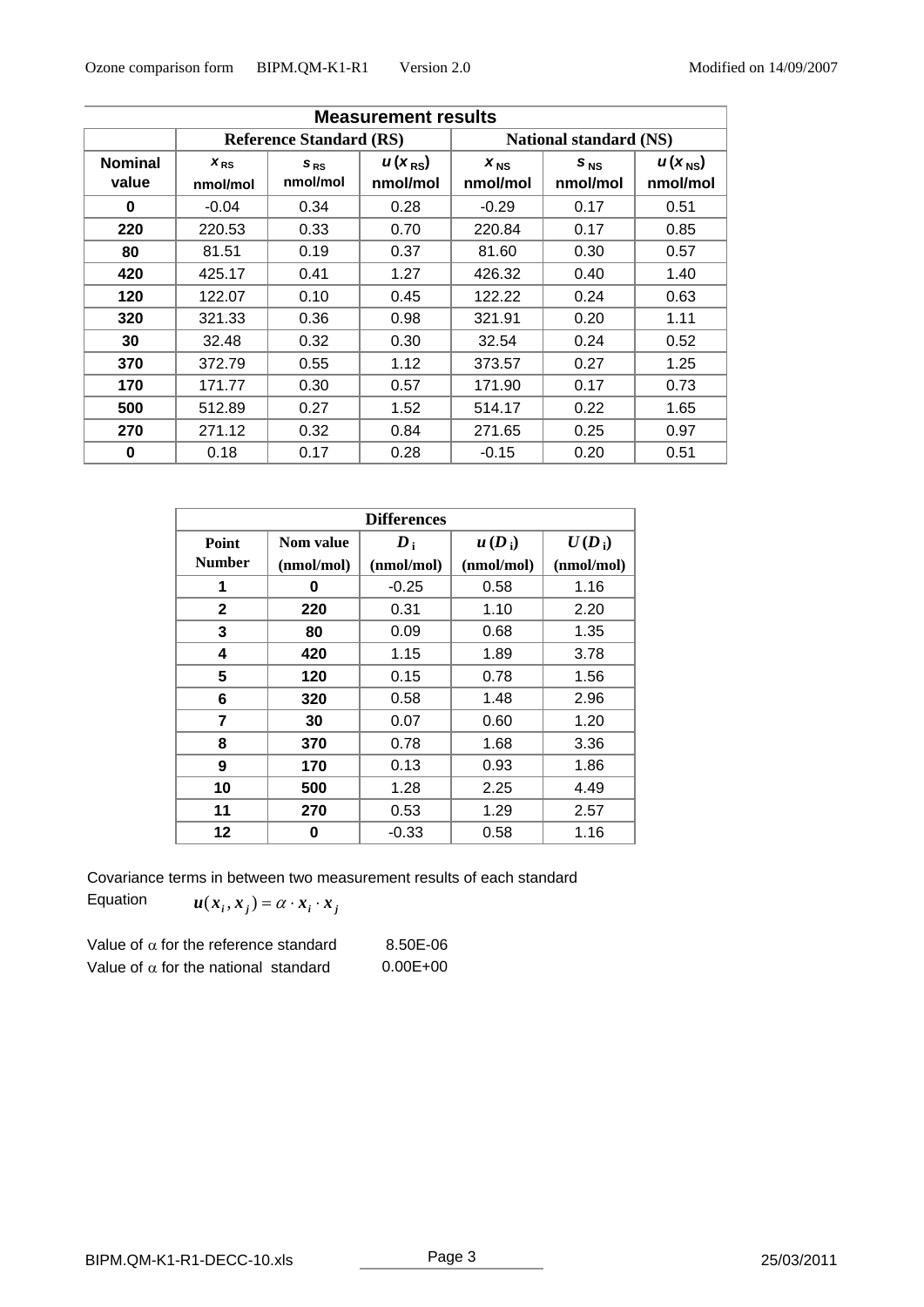| Measurement results | | | | | | |
|---|---|---|---|---|---|---|
| | Reference Standard (RS) | | | National standard (NS) | | |
| Nominal value | $x_{RS}$ nmol/mol | $s_{RS}$ nmol/mol | $u(x_{RS})$ nmol/mol | $x_{NS}$ nmol/mol | $s_{NS}$ nmol/mol | $u(x_{NS})$ nmol/mol |
| 0 | -0.04 | 0.34 | 0.28 | -0.29 | 0.17 | 0.51 |
| 220 | 220.53 | 0.33 | 0.70 | 220.84 | 0.17 | 0.85 |
| 80 | 81.51 | 0.19 | 0.37 | 81.60 | 0.30 | 0.57 |
| 420 | 425.17 | 0.41 | 1.27 | 426.32 | 0.40 | 1.40 |
| 120 | 122.07 | 0.10 | 0.45 | 122.22 | 0.24 | 0.63 |
| 320 | 321.33 | 0.36 | 0.98 | 321.91 | 0.20 | 1.11 |
| 30 | 32.48 | 0.32 | 0.30 | 32.54 | 0.24 | 0.52 |
| 370 | 372.79 | 0.55 | 1.12 | 373.57 | 0.27 | 1.25 |
| 170 | 171.77 | 0.30 | 0.57 | 171.90 | 0.17 | 0.73 |
| 500 | 512.89 | 0.27 | 1.52 | 514.17 | 0.22 | 1.65 |
| 270 | 271.12 | 0.32 | 0.84 | 271.65 | 0.25 | 0.97 |
| 0 | 0.18 | 0.17 | 0.28 | -0.15 | 0.20 | 0.51 |

| Differences | | | | |
|---|---|---|---|---|
| Point Number | Nom value (nmol/mol) | $D_i$ (nmol/mol) | $u(D_i)$ (nmol/mol) | $U(D_i)$ (nmol/mol) |
| 1 | 0 | -0.25 | 0.58 | 1.16 |
| 2 | 220 | 0.31 | 1.10 | 2.20 |
| 3 | 80 | 0.09 | 0.68 | 1.35 |
| 4 | 420 | 1.15 | 1.89 | 3.78 |
| 5 | 120 | 0.15 | 0.78 | 1.56 |
| 6 | 320 | 0.58 | 1.48 | 2.96 |
| 7 | 30 | 0.07 | 0.60 | 1.20 |
| 8 | 370 | 0.78 | 1.68 | 3.36 |
| 9 | 170 | 0.13 | 0.93 | 1.86 |
| 10 | 500 | 1.28 | 2.25 | 4.49 |
| 11 | 270 | 0.53 | 1.29 | 2.57 |
| 12 | 0 | -0.33 | 0.58 | 1.16 |

Covariance terms in between two measurement results of each standard

Equation $u(x_i, x_j) = \alpha \cdot x_i \cdot x_j$

Value of $\alpha$ for the reference standard 8.50E-06

Value of $\alpha$ for the national standard 0.00E+00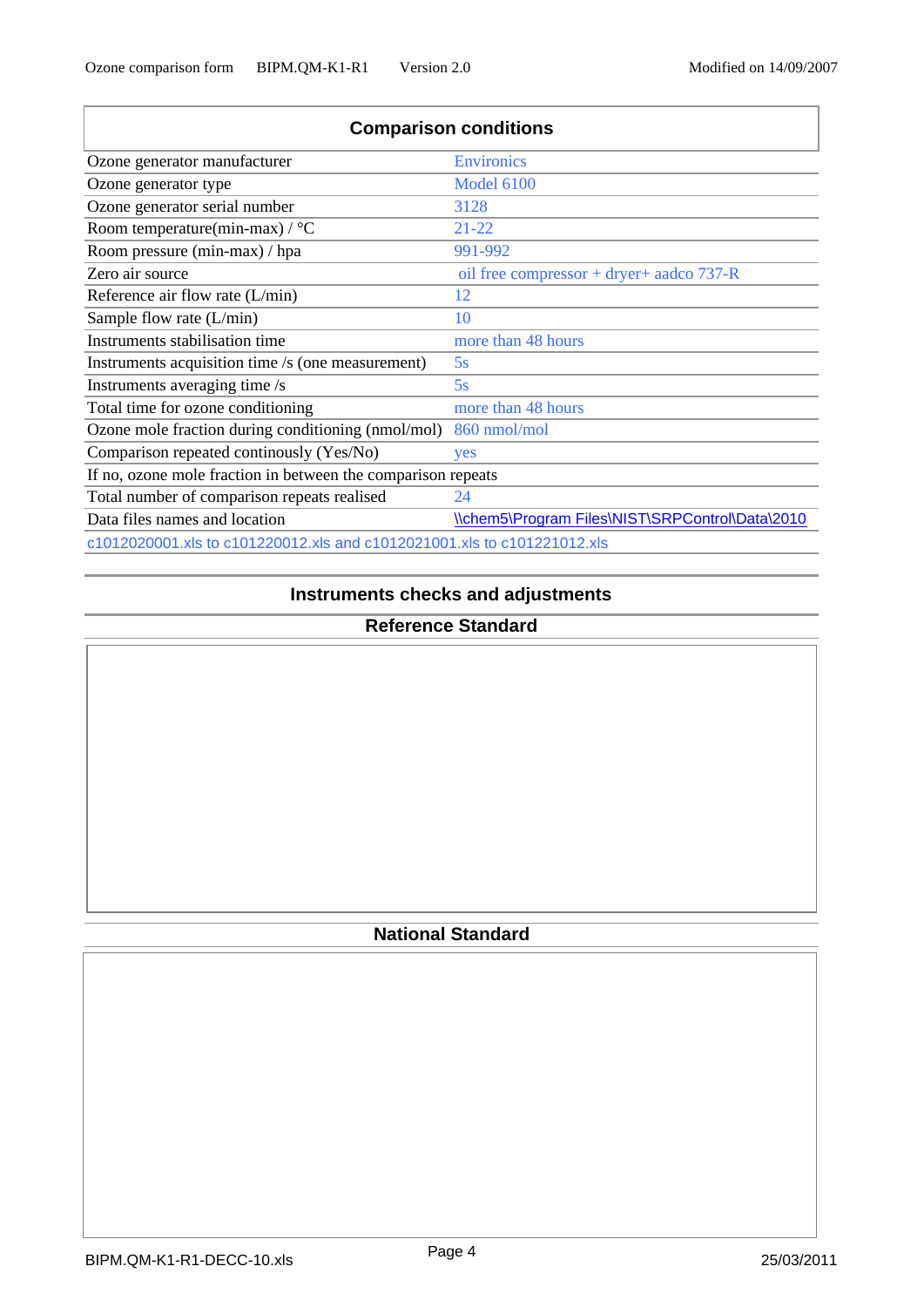## Comparison conditions

| | |
|---|---|
| Ozone generator manufacturer | Environics |
| Ozone generator type | Model 6100 |
| Ozone generator serial number | 3128 |
| Room temperature(min-max) / °C | 21-22 |
| Room pressure (min-max) / hpa | 991-992 |
| Zero air source | oil free compressor + dryer+ aadco 737-R |
| Reference air flow rate (L/min) | 12 |
| Sample flow rate (L/min) | 10 |
| Instruments stabilisation time | more than 48 hours |
| Instruments acquisition time /s (one measurement) | 5s |
| Instruments averaging time /s | 5s |
| Total time for ozone conditioning | more than 48 hours |
| Ozone mole fraction during conditioning (nmol/mol) | 860 nmol/mol |
| Comparison repeated continously (Yes/No) | yes |
| If no, ozone mole fraction in between the comparison repeats | |
| Total number of comparison repeats realised | 24 |
| Data files names and location | \\chem5\Program Files\NIST\SRPControl\Data\2010 |
| c1012020001.xls to c101220012.xls and c1012021001.xls to c101221012.xls | |

## Instruments checks and adjustments

### Reference Standard

### National Standard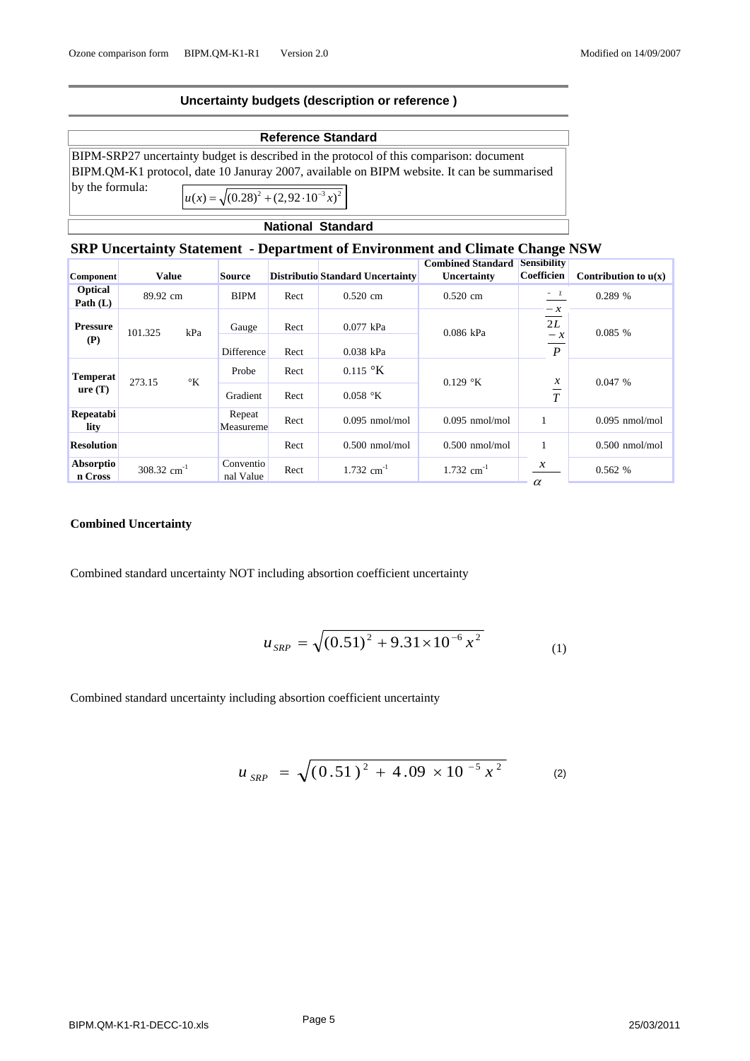## Uncertainty budgets (description or reference )

### Reference Standard

BIPM-SRP27 uncertainty budget is described in the protocol of this comparison: document BIPM.QM-K1 protocol, date 10 Januray 2007, available on BIPM website. It can be summarised by the formula:

$$u(x) = \sqrt{(0.28)^2 + (2,92 \cdot 10^{-3} x)^2}$$

### National Standard

**SRP Uncertainty Statement - Department of Environment and Climate Change NSW**

| Component | Value | | Source | Distributio | Standard Uncertainty | Combined Standard Uncertainty | Sensibility Coefficien | Contribution to u(x) |
|---|---|---|---|---|---|---|---|---|
| **Optical Path (L)** | 89.92 cm | | BIPM | Rect | 0.520 cm | 0.520 cm | $-\frac{x}{2L}$ | 0.289 % |
| **Pressure (P)** | 101.325 | kPa | Gauge | Rect | 0.077 kPa | 0.086 kPa | $-\frac{x}{P}$ | 0.085 % |
| | | | Difference | Rect | 0.038 kPa | | | |
| **Temperature (T)** | 273.15 | °K | Probe | Rect | 0.115 °K | 0.129 °K | $\frac{x}{T}$ | 0.047 % |
| | | | Gradient | Rect | 0.058 °K | | | |
| **Repeatability** | | | Repeat Measureme | Rect | 0.095 nmol/mol | 0.095 nmol/mol | 1 | 0.095 nmol/mol |
| **Resolution** | | | | Rect | 0.500 nmol/mol | 0.500 nmol/mol | 1 | 0.500 nmol/mol |
| **Absorption Cross** | 308.32 $cm^{-1}$ | | Conventional Value | Rect | 1.732 $cm^{-1}$ | 1.732 $cm^{-1}$ | $\frac{x}{\alpha}$ | 0.562 % |

**Combined Uncertainty**

Combined standard uncertainty NOT including absortion coefficient uncertainty

$$u_{SRP} = \sqrt{(0.51)^2 + 9.31 \times 10^{-6} x^2} \qquad (1)$$

Combined standard uncertainty including absortion coefficient uncertainty

$$u_{SRP} = \sqrt{(0.51)^2 + 4.09 \times 10^{-5} x^2} \qquad (2)$$